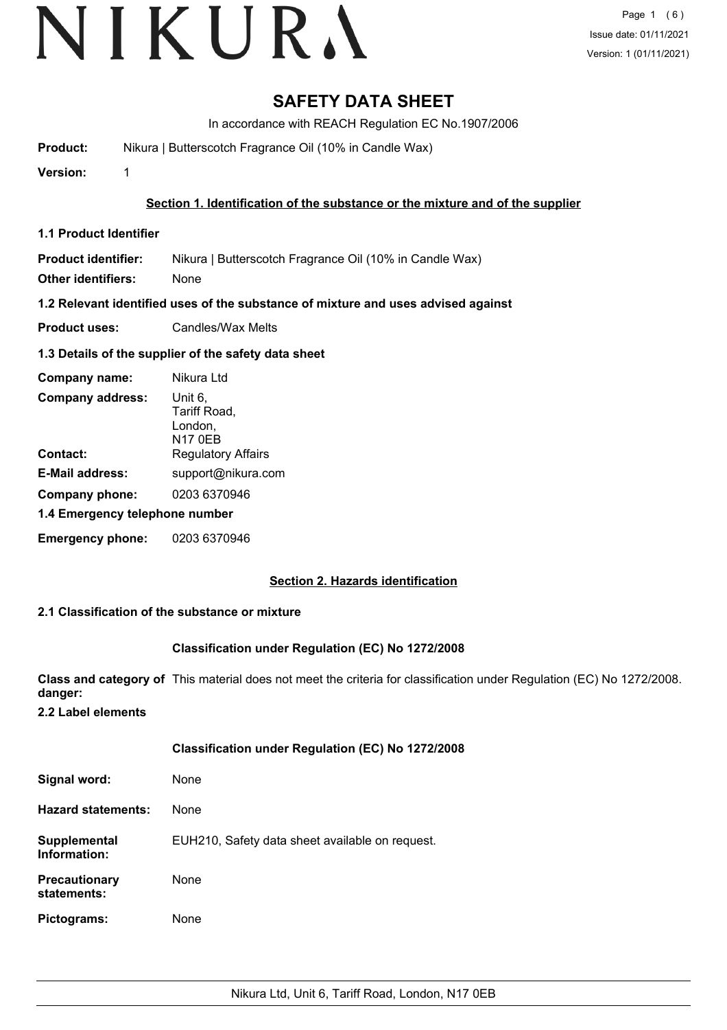# NIKURA

# SAFETY DATA SHEET

In accordance with REACH Regulation EC No.1907/2006

**Product:** Nikura | Butterscotch Fragrance Oil (10% in Candle Wax)

**Version:** 1

## Section 1. Identification of the substance or the mixture and of the supplier

### 1.1 Product Identifier

**Product identifier:** Nikura | Butterscotch Fragrance Oil (10% in Candle Wax)

**Other identifiers:** None

### 1.2 Relevant identified uses of the substance of mixture and uses advised against

**Product uses:** Candles/Wax Melts

### 1.3 Details of the supplier of the safety data sheet

**Company name:** Nikura Ltd

**Company address:** Unit 6, Tariff Road, London, N17 0EB

**Contact:** Regulatory Affairs

**E-Mail address:** support@nikura.com

**Company phone:** 0203 6370946

### 1.4 Emergency telephone number

**Emergency phone:** 0203 6370946

## Section 2. Hazards identification

### 2.1 Classification of the substance or mixture

**Classification under Regulation (EC) No 1272/2008**

**Class and category of danger:** This material does not meet the criteria for classification under Regulation (EC) No 1272/2008.

### 2.2 Label elements

**Classification under Regulation (EC) No 1272/2008**

**Signal word:** None

**Hazard statements:** None

**Supplemental Information:** EUH210, Safety data sheet available on request.

**Precautionary statements:** None

**Pictograms:** None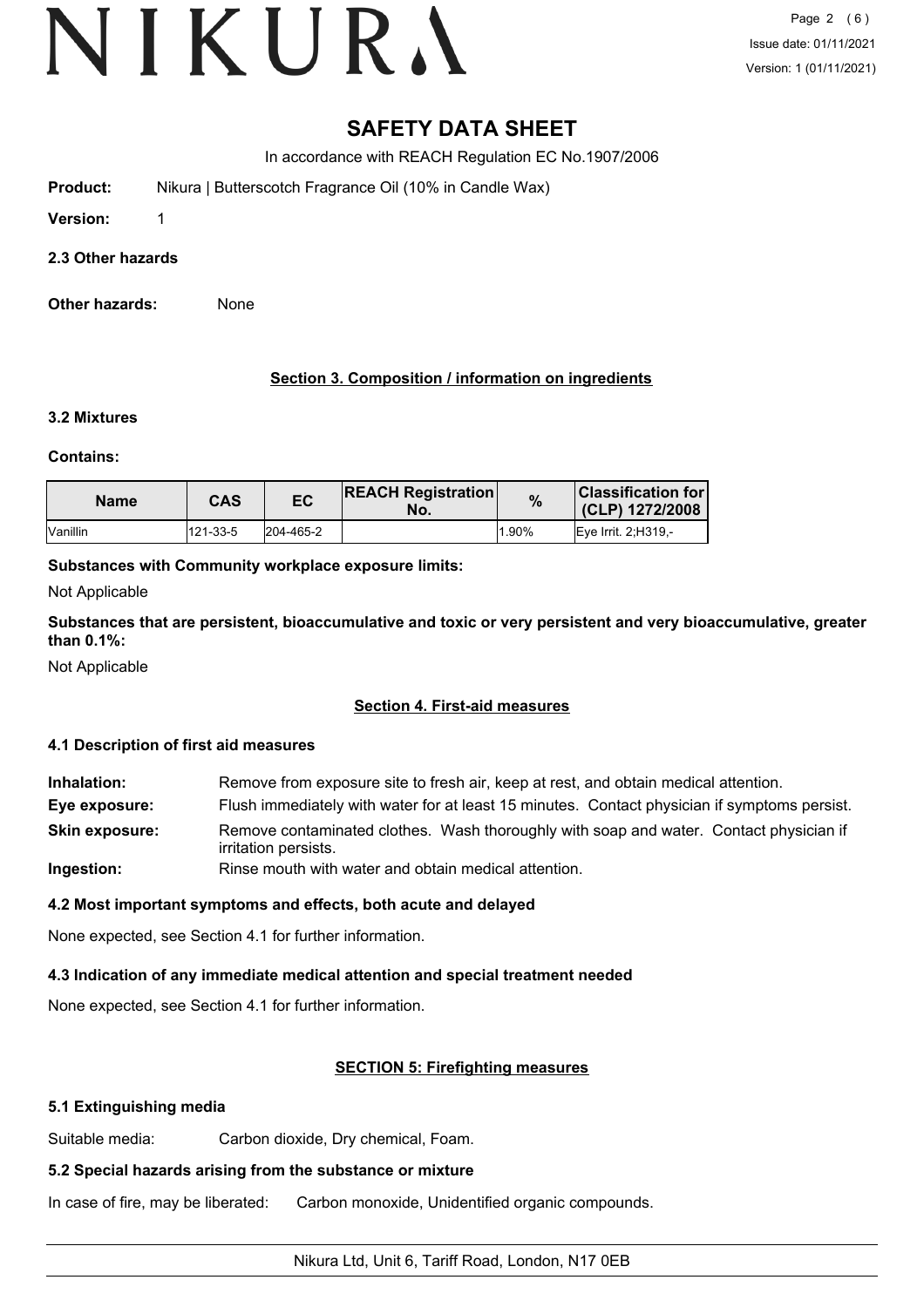# SAFETY DATA SHEET

In accordance with REACH Regulation EC No.1907/2006

**Product:** Nikura | Butterscotch Fragrance Oil (10% in Candle Wax)

**Version:** 1

**2.3 Other hazards**

**Other hazards:** None

## Section 3. Composition / information on ingredients

**3.2 Mixtures**

**Contains:**

| Name | CAS | EC | REACH Registration No. | % | Classification for (CLP) 1272/2008 |
|---|---|---|---|---|---|
| Vanillin | 121-33-5 | 204-465-2 | | 1.90% | Eye Irrit. 2;H319,- |

**Substances with Community workplace exposure limits:**

Not Applicable

**Substances that are persistent, bioaccumulative and toxic or very persistent and very bioaccumulative, greater than 0.1%:**

Not Applicable

## Section 4. First-aid measures

**4.1 Description of first aid measures**

**Inhalation:** Remove from exposure site to fresh air, keep at rest, and obtain medical attention.

**Eye exposure:** Flush immediately with water for at least 15 minutes. Contact physician if symptoms persist.

**Skin exposure:** Remove contaminated clothes. Wash thoroughly with soap and water. Contact physician if irritation persists.

**Ingestion:** Rinse mouth with water and obtain medical attention.

**4.2 Most important symptoms and effects, both acute and delayed**

None expected, see Section 4.1 for further information.

**4.3 Indication of any immediate medical attention and special treatment needed**

None expected, see Section 4.1 for further information.

## SECTION 5: Firefighting measures

**5.1 Extinguishing media**

Suitable media: Carbon dioxide, Dry chemical, Foam.

**5.2 Special hazards arising from the substance or mixture**

In case of fire, may be liberated: Carbon monoxide, Unidentified organic compounds.

Nikura Ltd, Unit 6, Tariff Road, London, N17 0EB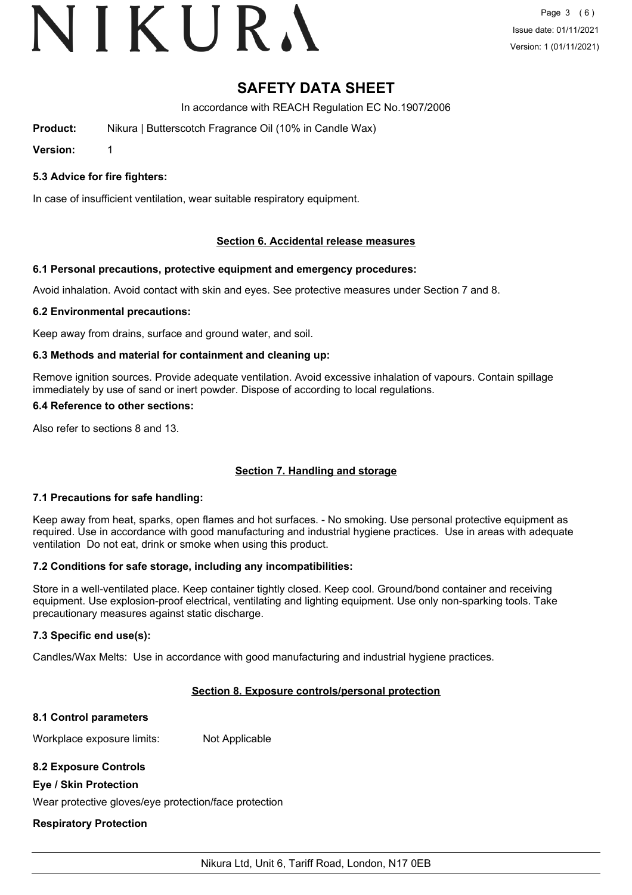# SAFETY DATA SHEET

In accordance with REACH Regulation EC No.1907/2006

**Product:** Nikura | Butterscotch Fragrance Oil (10% in Candle Wax)

**Version:** 1

### 5.3 Advice for fire fighters:

In case of insufficient ventilation, wear suitable respiratory equipment.

## Section 6. Accidental release measures

### 6.1 Personal precautions, protective equipment and emergency procedures:

Avoid inhalation. Avoid contact with skin and eyes. See protective measures under Section 7 and 8.

### 6.2 Environmental precautions:

Keep away from drains, surface and ground water, and soil.

### 6.3 Methods and material for containment and cleaning up:

Remove ignition sources. Provide adequate ventilation. Avoid excessive inhalation of vapours. Contain spillage immediately by use of sand or inert powder. Dispose of according to local regulations.

### 6.4 Reference to other sections:

Also refer to sections 8 and 13.

## Section 7. Handling and storage

### 7.1 Precautions for safe handling:

Keep away from heat, sparks, open flames and hot surfaces. - No smoking. Use personal protective equipment as required. Use in accordance with good manufacturing and industrial hygiene practices. Use in areas with adequate ventilation Do not eat, drink or smoke when using this product.

### 7.2 Conditions for safe storage, including any incompatibilities:

Store in a well-ventilated place. Keep container tightly closed. Keep cool. Ground/bond container and receiving equipment. Use explosion-proof electrical, ventilating and lighting equipment. Use only non-sparking tools. Take precautionary measures against static discharge.

### 7.3 Specific end use(s):

Candles/Wax Melts: Use in accordance with good manufacturing and industrial hygiene practices.

## Section 8. Exposure controls/personal protection

### 8.1 Control parameters

Workplace exposure limits: Not Applicable

### 8.2 Exposure Controls

**Eye / Skin Protection**

Wear protective gloves/eye protection/face protection

**Respiratory Protection**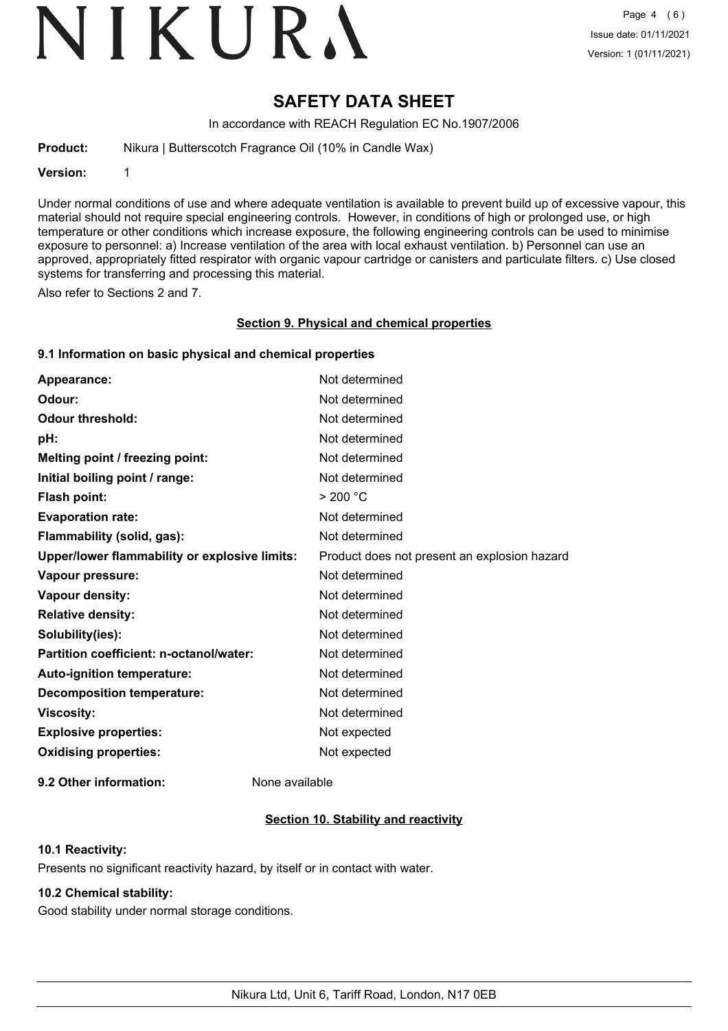# SAFETY DATA SHEET

In accordance with REACH Regulation EC No.1907/2006

**Product:** Nikura | Butterscotch Fragrance Oil (10% in Candle Wax)

**Version:** 1

Under normal conditions of use and where adequate ventilation is available to prevent build up of excessive vapour, this material should not require special engineering controls. However, in conditions of high or prolonged use, or high temperature or other conditions which increase exposure, the following engineering controls can be used to minimise exposure to personnel: a) Increase ventilation of the area with local exhaust ventilation. b) Personnel can use an approved, appropriately fitted respirator with organic vapour cartridge or canisters and particulate filters. c) Use closed systems for transferring and processing this material.

Also refer to Sections 2 and 7.

## Section 9. Physical and chemical properties

### 9.1 Information on basic physical and chemical properties

| | |
|---|---|
| **Appearance:** | Not determined |
| **Odour:** | Not determined |
| **Odour threshold:** | Not determined |
| **pH:** | Not determined |
| **Melting point / freezing point:** | Not determined |
| **Initial boiling point / range:** | Not determined |
| **Flash point:** | > 200 °C |
| **Evaporation rate:** | Not determined |
| **Flammability (solid, gas):** | Not determined |
| **Upper/lower flammability or explosive limits:** | Product does not present an explosion hazard |
| **Vapour pressure:** | Not determined |
| **Vapour density:** | Not determined |
| **Relative density:** | Not determined |
| **Solubility(ies):** | Not determined |
| **Partition coefficient: n-octanol/water:** | Not determined |
| **Auto-ignition temperature:** | Not determined |
| **Decomposition temperature:** | Not determined |
| **Viscosity:** | Not determined |
| **Explosive properties:** | Not expected |
| **Oxidising properties:** | Not expected |

**9.2 Other information:** None available

## Section 10. Stability and reactivity

### 10.1 Reactivity:

Presents no significant reactivity hazard, by itself or in contact with water.

### 10.2 Chemical stability:

Good stability under normal storage conditions.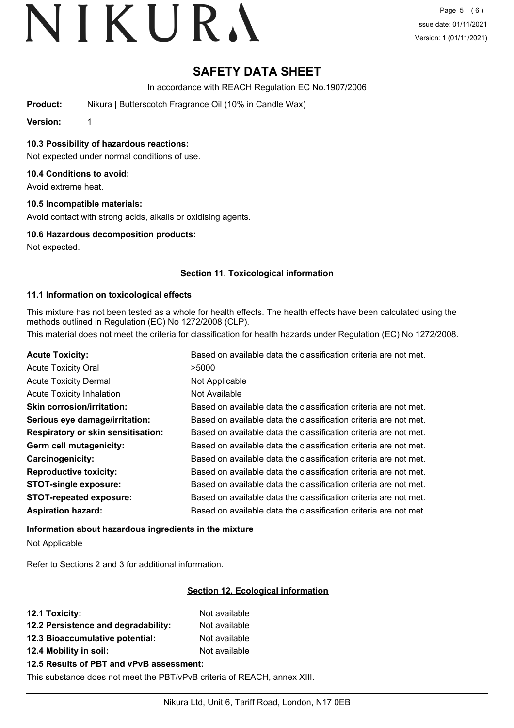# SAFETY DATA SHEET

In accordance with REACH Regulation EC No.1907/2006

**Product:** Nikura | Butterscotch Fragrance Oil (10% in Candle Wax)

**Version:** 1

### 10.3 Possibility of hazardous reactions:

Not expected under normal conditions of use.

### 10.4 Conditions to avoid:

Avoid extreme heat.

### 10.5 Incompatible materials:

Avoid contact with strong acids, alkalis or oxidising agents.

### 10.6 Hazardous decomposition products:

Not expected.

## Section 11. Toxicological information

### 11.1 Information on toxicological effects

This mixture has not been tested as a whole for health effects. The health effects have been calculated using the methods outlined in Regulation (EC) No 1272/2008 (CLP).

This material does not meet the criteria for classification for health hazards under Regulation (EC) No 1272/2008.

| | |
|---|---|
| **Acute Toxicity:** | Based on available data the classification criteria are not met. |
| Acute Toxicity Oral | >5000 |
| Acute Toxicity Dermal | Not Applicable |
| Acute Toxicity Inhalation | Not Available |
| **Skin corrosion/irritation:** | Based on available data the classification criteria are not met. |
| **Serious eye damage/irritation:** | Based on available data the classification criteria are not met. |
| **Respiratory or skin sensitisation:** | Based on available data the classification criteria are not met. |
| **Germ cell mutagenicity:** | Based on available data the classification criteria are not met. |
| **Carcinogenicity:** | Based on available data the classification criteria are not met. |
| **Reproductive toxicity:** | Based on available data the classification criteria are not met. |
| **STOT-single exposure:** | Based on available data the classification criteria are not met. |
| **STOT-repeated exposure:** | Based on available data the classification criteria are not met. |
| **Aspiration hazard:** | Based on available data the classification criteria are not met. |

### Information about hazardous ingredients in the mixture

Not Applicable

Refer to Sections 2 and 3 for additional information.

## Section 12. Ecological information

| | |
|---|---|
| **12.1 Toxicity:** | Not available |
| **12.2 Persistence and degradability:** | Not available |
| **12.3 Bioaccumulative potential:** | Not available |
| **12.4 Mobility in soil:** | Not available |

### 12.5 Results of PBT and vPvB assessment:

This substance does not meet the PBT/vPvB criteria of REACH, annex XIII.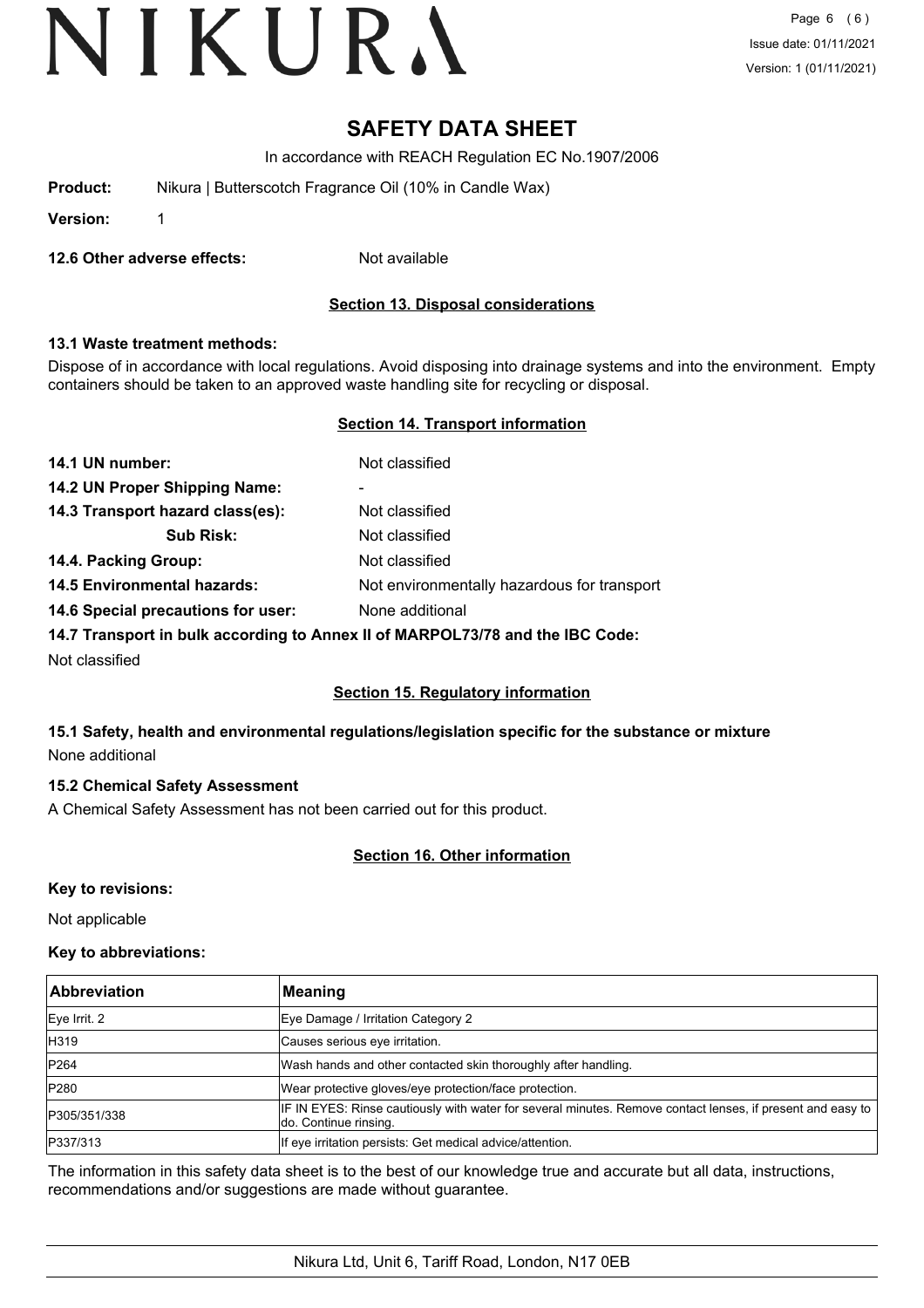# SAFETY DATA SHEET

In accordance with REACH Regulation EC No.1907/2006

**Product:** Nikura | Butterscotch Fragrance Oil (10% in Candle Wax)

**Version:** 1

**12.6 Other adverse effects:** Not available

## Section 13. Disposal considerations

### 13.1 Waste treatment methods:

Dispose of in accordance with local regulations. Avoid disposing into drainage systems and into the environment. Empty containers should be taken to an approved waste handling site for recycling or disposal.

## Section 14. Transport information

**14.1 UN number:** Not classified

**14.2 UN Proper Shipping Name:** -

**14.3 Transport hazard class(es):** Not classified

**Sub Risk:** Not classified

**14.4. Packing Group:** Not classified

**14.5 Environmental hazards:** Not environmentally hazardous for transport

**14.6 Special precautions for user:** None additional

**14.7 Transport in bulk according to Annex II of MARPOL73/78 and the IBC Code:**

Not classified

## Section 15. Regulatory information

### 15.1 Safety, health and environmental regulations/legislation specific for the substance or mixture

None additional

### 15.2 Chemical Safety Assessment

A Chemical Safety Assessment has not been carried out for this product.

## Section 16. Other information

**Key to revisions:**

Not applicable

**Key to abbreviations:**

| Abbreviation | Meaning |
| --- | --- |
| Eye Irrit. 2 | Eye Damage / Irritation Category 2 |
| H319 | Causes serious eye irritation. |
| P264 | Wash hands and other contacted skin thoroughly after handling. |
| P280 | Wear protective gloves/eye protection/face protection. |
| P305/351/338 | IF IN EYES: Rinse cautiously with water for several minutes. Remove contact lenses, if present and easy to do. Continue rinsing. |
| P337/313 | If eye irritation persists: Get medical advice/attention. |

The information in this safety data sheet is to the best of our knowledge true and accurate but all data, instructions, recommendations and/or suggestions are made without guarantee.

Nikura Ltd, Unit 6, Tariff Road, London, N17 0EB